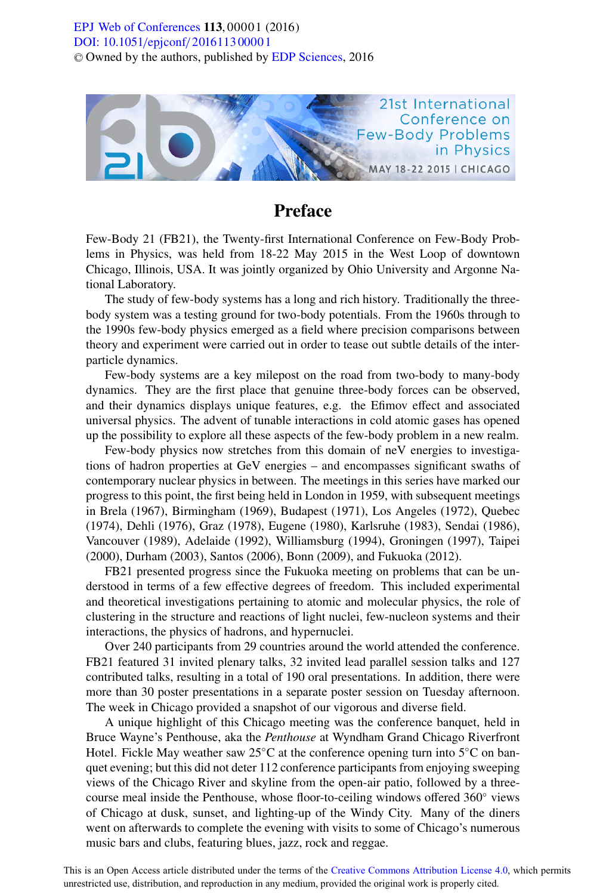# Preface

Few-Body 21 (FB21), the Twenty-first International Conference on Few-Body Problems in Physics, was held from 18-22 May 2015 in the West Loop of downtown Chicago, Illinois, USA. It was jointly organized by Ohio University and Argonne National Laboratory.

The study of few-body systems has a long and rich history. Traditionally the three-body system was a testing ground for two-body potentials. From the 1960s through to the 1990s few-body physics emerged as a field where precision comparisons between theory and experiment were carried out in order to tease out subtle details of the inter-particle dynamics.

Few-body systems are a key milepost on the road from two-body to many-body dynamics. They are the first place that genuine three-body forces can be observed, and their dynamics displays unique features, e.g. the Efimov effect and associated universal physics. The advent of tunable interactions in cold atomic gases has opened up the possibility to explore all these aspects of the few-body problem in a new realm.

Few-body physics now stretches from this domain of neV energies to investigations of hadron properties at GeV energies – and encompasses significant swaths of contemporary nuclear physics in between. The meetings in this series have marked our progress to this point, the first being held in London in 1959, with subsequent meetings in Brela (1967), Birmingham (1969), Budapest (1971), Los Angeles (1972), Quebec (1974), Dehli (1976), Graz (1978), Eugene (1980), Karlsruhe (1983), Sendai (1986), Vancouver (1989), Adelaide (1992), Williamsburg (1994), Groningen (1997), Taipei (2000), Durham (2003), Santos (2006), Bonn (2009), and Fukuoka (2012).

FB21 presented progress since the Fukuoka meeting on problems that can be understood in terms of a few effective degrees of freedom. This included experimental and theoretical investigations pertaining to atomic and molecular physics, the role of clustering in the structure and reactions of light nuclei, few-nucleon systems and their interactions, the physics of hadrons, and hypernuclei.

Over 240 participants from 29 countries around the world attended the conference. FB21 featured 31 invited plenary talks, 32 invited lead parallel session talks and 127 contributed talks, resulting in a total of 190 oral presentations. In addition, there were more than 30 poster presentations in a separate poster session on Tuesday afternoon. The week in Chicago provided a snapshot of our vigorous and diverse field.

A unique highlight of this Chicago meeting was the conference banquet, held in Bruce Wayne's Penthouse, aka the *Penthouse* at Wyndham Grand Chicago Riverfront Hotel. Fickle May weather saw 25°C at the conference opening turn into 5°C on banquet evening; but this did not deter 112 conference participants from enjoying sweeping views of the Chicago River and skyline from the open-air patio, followed by a three-course meal inside the Penthouse, whose floor-to-ceiling windows offered 360° views of Chicago at dusk, sunset, and lighting-up of the Windy City. Many of the diners went on afterwards to complete the evening with visits to some of Chicago's numerous music bars and clubs, featuring blues, jazz, rock and reggae.

This is an Open Access article distributed under the terms of the Creative Commons Attribution License 4.0, which permits unrestricted use, distribution, and reproduction in any medium, provided the original work is properly cited.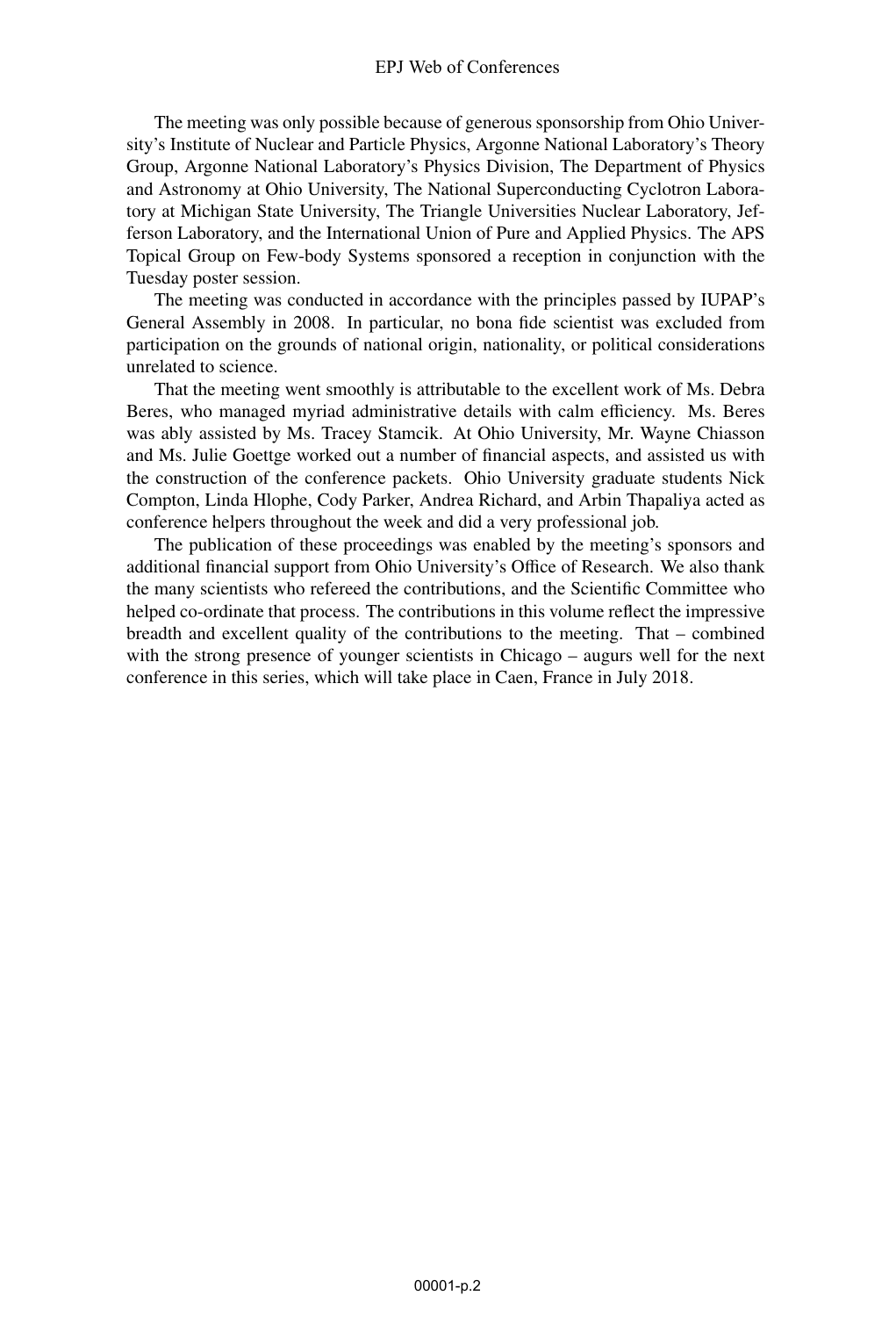The meeting was only possible because of generous sponsorship from Ohio University's Institute of Nuclear and Particle Physics, Argonne National Laboratory's Theory Group, Argonne National Laboratory's Physics Division, The Department of Physics and Astronomy at Ohio University, The National Superconducting Cyclotron Laboratory at Michigan State University, The Triangle Universities Nuclear Laboratory, Jefferson Laboratory, and the International Union of Pure and Applied Physics. The APS Topical Group on Few-body Systems sponsored a reception in conjunction with the Tuesday poster session.

The meeting was conducted in accordance with the principles passed by IUPAP's General Assembly in 2008. In particular, no bona fide scientist was excluded from participation on the grounds of national origin, nationality, or political considerations unrelated to science.

That the meeting went smoothly is attributable to the excellent work of Ms. Debra Beres, who managed myriad administrative details with calm efficiency. Ms. Beres was ably assisted by Ms. Tracey Stamcik. At Ohio University, Mr. Wayne Chiasson and Ms. Julie Goettge worked out a number of financial aspects, and assisted us with the construction of the conference packets. Ohio University graduate students Nick Compton, Linda Hlophe, Cody Parker, Andrea Richard, and Arbin Thapaliya acted as conference helpers throughout the week and did a very professional job.

The publication of these proceedings was enabled by the meeting's sponsors and additional financial support from Ohio University's Office of Research. We also thank the many scientists who refereed the contributions, and the Scientific Committee who helped co-ordinate that process. The contributions in this volume reflect the impressive breadth and excellent quality of the contributions to the meeting. That – combined with the strong presence of younger scientists in Chicago – augurs well for the next conference in this series, which will take place in Caen, France in July 2018.